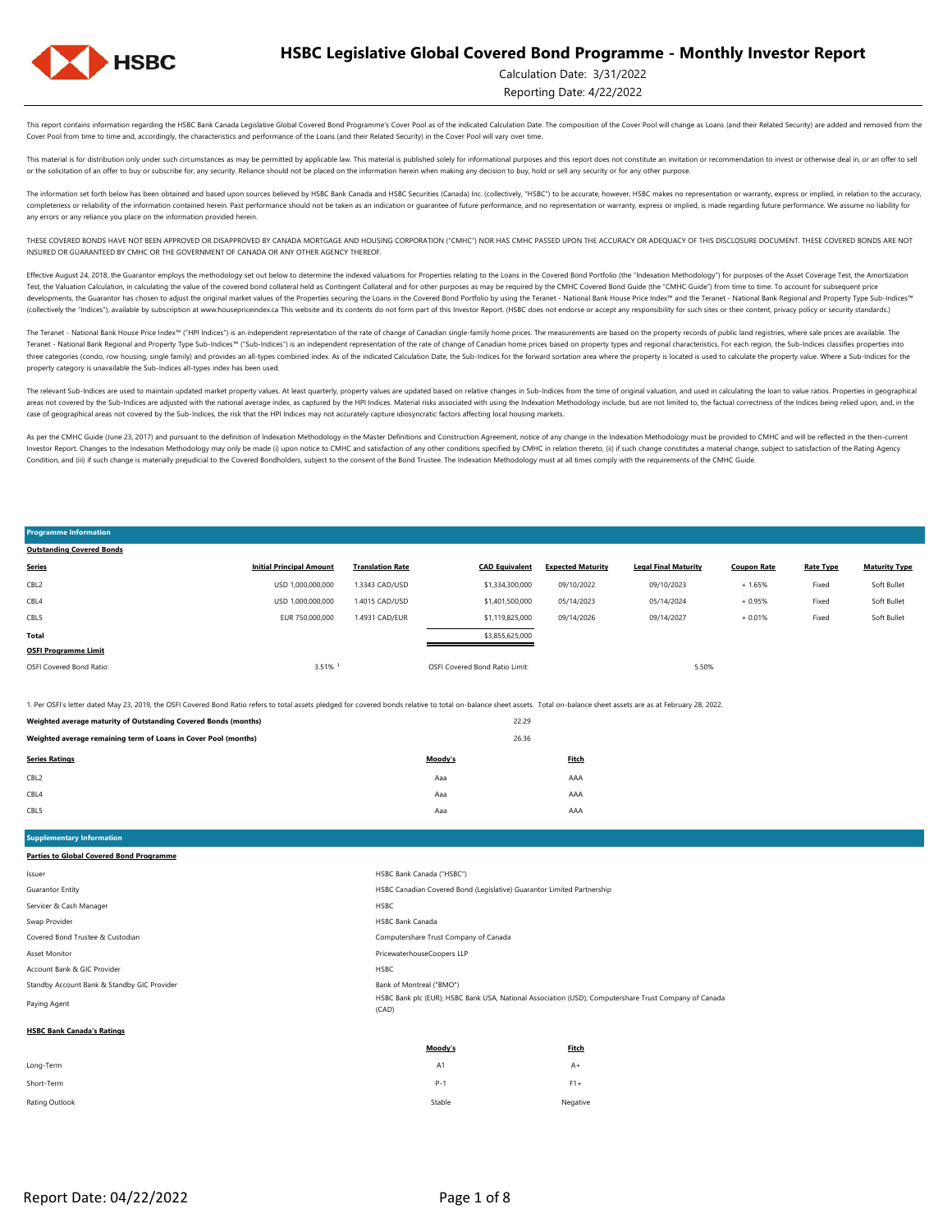# HSBC Legislative Global Covered Bond Programme - Monthly Investor Report

Calculation Date: 3/31/2022

Reporting Date: 4/22/2022

This report contains information regarding the HSBC Bank Canada Legislative Global Covered Bond Programme's Cover Pool as of the indicated Calculation Date. The composition of the Cover Pool will change as Loans (and their Related Security) are added and removed from the Cover Pool from time to time and, accordingly, the characteristics and performance of the Loans (and their Related Security) in the Cover Pool will vary over time.

This material is for distribution only under such circumstances as may be permitted by applicable law. This material is published solely for informational purposes and this report does not constitute an invitation or recommendation to invest or otherwise deal in, or an offer to sell or the solicitation of an offer to buy or subscribe for, any security. Reliance should not be placed on the information herein when making any decision to buy, hold or sell any security or for any other purpose.

The information set forth below has been obtained and based upon sources believed by HSBC Bank Canada and HSBC Securities (Canada) Inc. (collectively, "HSBC") to be accurate, however, HSBC makes no representation or warranty, express or implied, in relation to the accuracy, completeness or reliability of the information contained herein. Past performance should not be taken as an indication or guarantee of future performance, and no representation or warranty, express or implied, is made regarding future performance. We assume no liability for any errors or any reliance you place on the information provided herein.

THESE COVERED BONDS HAVE NOT BEEN APPROVED OR DISAPPROVED BY CANADA MORTGAGE AND HOUSING CORPORATION ("CMHC") NOR HAS CMHC PASSED UPON THE ACCURACY OR ADEQUACY OF THIS DISCLOSURE DOCUMENT. THESE COVERED BONDS ARE NOT INSURED OR GUARANTEED BY CMHC OR THE GOVERNMENT OF CANADA OR ANY OTHER AGENCY THEREOF.

Effective August 24, 2018, the Guarantor employs the methodology set out below to determine the indexed valuations for Properties relating to the Loans in the Covered Bond Portfolio (the "Indexation Methodology") for purposes of the Asset Coverage Test, the Amortization Test, the Valuation Calculation, in calculating the value of the covered bond collateral held as Contingent Collateral and for other purposes as may be required by the CMHC Covered Bond Guide (the "CMHC Guide") from time to time. To account for subsequent price developments, the Guarantor has chosen to adjust the original market values of the Properties securing the Loans in the Covered Bond Portfolio by using the Teranet - National Bank House Price Index™ and the Teranet - National Bank Regional and Property Type Sub-Indices™ (collectively the "Indices"), available by subscription at www.housepriceindex.ca This website and its contents do not form part of this Investor Report. (HSBC does not endorse or accept any responsibility for such sites or their content, privacy policy or security standards.)

The Teranet - National Bank House Price Index™ ("HPI Indices") is an independent representation of the rate of change of Canadian single-family home prices. The measurements are based on the property records of public land registries, where sale prices are available. The Teranet - National Bank Regional and Property Type Sub-Indices™ ("Sub-Indices") is an independent representation of the rate of change of Canadian home prices based on property types and regional characteristics. For each region, the Sub-Indices classifies properties into three categories (condo, row housing, single family) and provides an all-types combined index. As of the indicated Calculation Date, the Sub-Indices for the forward sortation area where the property is located is used to calculate the property value. Where a Sub-Indices for the property category is unavailable the Sub-Indices all-types index has been used.

The relevant Sub-Indices are used to maintain updated market property values. At least quarterly, property values are updated based on relative changes in Sub-Indices from the time of original valuation, and used in calculating the loan to value ratios. Properties in geographical areas not covered by the Sub-Indices are adjusted with the national average index, as captured by the HPI Indices. Material risks associated with using the Indexation Methodology include, but are not limited to, the factual correctness of the Indices being relied upon, and, in the case of geographical areas not covered by the Sub-Indices, the risk that the HPI Indices may not accurately capture idiosyncratic factors affecting local housing markets.

As per the CMHC Guide (June 23, 2017) and pursuant to the definition of Indexation Methodology in the Master Definitions and Construction Agreement, notice of any change in the Indexation Methodology must be provided to CMHC and will be reflected in the then-current Investor Report. Changes to the Indexation Methodology may only be made (i) upon notice to CMHC and satisfaction of any other conditions specified by CMHC in relation thereto, (ii) if such change constitutes a material change, subject to satisfaction of the Rating Agency Condition, and (iii) if such change is materially prejudicial to the Covered Bondholders, subject to the consent of the Bond Trustee. The Indexation Methodology must at all times comply with the requirements of the CMHC Guide.

## Programme Information

**Outstanding Covered Bonds**

| Series | Initial Principal Amount | Translation Rate | CAD Equivalent | Expected Maturity | Legal Final Maturity | Coupon Rate | Rate Type | Maturity Type |
|---|---|---|---|---|---|---|---|---|
| CBL2 | USD 1,000,000,000 | 1.3343 CAD/USD | $1,334,300,000 | 09/10/2022 | 09/10/2023 | + 1.65% | Fixed | Soft Bullet |
| CBL4 | USD 1,000,000,000 | 1.4015 CAD/USD | $1,401,500,000 | 05/14/2023 | 05/14/2024 | + 0.95% | Fixed | Soft Bullet |
| CBL5 | EUR 750,000,000 | 1.4931 CAD/EUR | $1,119,825,000 | 09/14/2026 | 09/14/2027 | + 0.01% | Fixed | Soft Bullet |
| **Total** | | | $3,855,625,000 | | | | | |

**OSFI Programme Limit**

| | | | |
|---|---|---|---|
| OSFI Covered Bond Ratio: | 3.51% [1] | OSFI Covered Bond Ratio Limit: | 5.50% |

1. Per OSFI's letter dated May 23, 2019, the OSFI Covered Bond Ratio refers to total assets pledged for covered bonds relative to total on-balance sheet assets. Total on-balance sheet assets are as at February 28, 2022.

| | |
|---|---|
| **Weighted average maturity of Outstanding Covered Bonds (months)** | 22.29 |
| **Weighted average remaining term of Loans in Cover Pool (months)** | 26.36 |

| Series Ratings | Moody's | Fitch |
|---|---|---|
| CBL2 | Aaa | AAA |
| CBL4 | Aaa | AAA |
| CBL5 | Aaa | AAA |

## Supplementary Information

**Parties to Global Covered Bond Programme**

| | |
|---|---|
| Issuer | HSBC Bank Canada ("HSBC") |
| Guarantor Entity | HSBC Canadian Covered Bond (Legislative) Guarantor Limited Partnership |
| Servicer & Cash Manager | HSBC |
| Swap Provider | HSBC Bank Canada |
| Covered Bond Trustee & Custodian | Computershare Trust Company of Canada |
| Asset Monitor | PricewaterhouseCoopers LLP |
| Account Bank & GIC Provider | HSBC |
| Standby Account Bank & Standby GIC Provider | Bank of Montreal ("BMO") |
| Paying Agent | HSBC Bank plc (EUR); HSBC Bank USA, National Association (USD); Computershare Trust Company of Canada (CAD) |

**HSBC Bank Canada's Ratings**

| | Moody's | Fitch |
|---|---|---|
| Long-Term | A1 | A+ |
| Short-Term | P-1 | F1+ |
| Rating Outlook | Stable | Negative |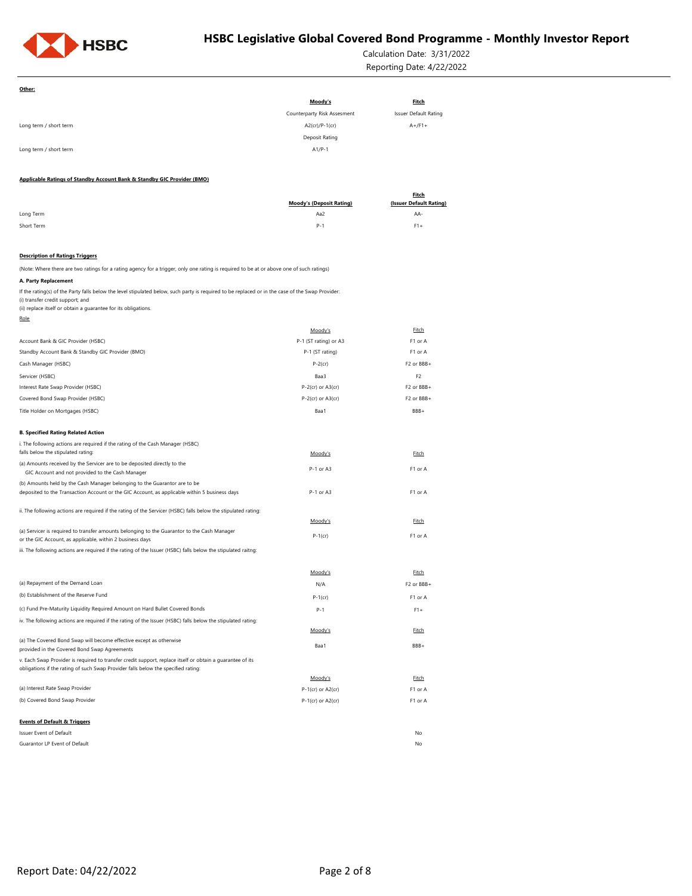**Other:**

| | Moody's | Fitch |
|---|---|---|
| | Counterparty Risk Assesment | Issuer Default Rating |
| Long term / short term | A2(cr)/P-1(cr) | A+/F1+ |
| | Deposit Rating | |
| Long term / short term | A1/P-1 | |

**Applicable Ratings of Standby Account Bank & Standby GIC Provider (BMO)**

| | Moody's (Deposit Rating) | Fitch (Issuer Default Rating) |
|---|---|---|
| Long Term | Aa2 | AA- |
| Short Term | P-1 | F1+ |

**Description of Ratings Triggers**

(Note: Where there are two ratings for a rating agency for a trigger, only one rating is required to be at or above one of such ratings)

**A. Party Replacement**

If the rating(s) of the Party falls below the level stipulated below, such party is required to be replaced or in the case of the Swap Provider:
(i) transfer credit support; and
(ii) replace itself or obtain a guarantee for its obligations.

| Role | Moody's | Fitch |
|---|---|---|
| Account Bank & GIC Provider (HSBC) | P-1 (ST rating) or A3 | F1 or A |
| Standby Account Bank & Standby GIC Provider (BMO) | P-1 (ST rating) | F1 or A |
| Cash Manager (HSBC) | P-2(cr) | F2 or BBB+ |
| Servicer (HSBC) | Baa3 | F2 |
| Interest Rate Swap Provider (HSBC) | P-2(cr) or A3(cr) | F2 or BBB+ |
| Covered Bond Swap Provider (HSBC) | P-2(cr) or A3(cr) | F2 or BBB+ |
| Title Holder on Mortgages (HSBC) | Baa1 | BBB+ |

**B. Specified Rating Related Action**

| | Moody's | Fitch |
|---|---|---|
| i. The following actions are required if the rating of the Cash Manager (HSBC) falls below the stipulated rating: | | |
| (a) Amounts received by the Servicer are to be deposited directly to the GIC Account and not provided to the Cash Manager | P-1 or A3 | F1 or A |
| (b) Amounts held by the Cash Manager belonging to the Guarantor are to be deposited to the Transaction Account or the GIC Account, as applicable within 5 business days | P-1 or A3 | F1 or A |
| ii. The following actions are required if the rating of the Servicer (HSBC) falls below the stipulated rating: | | |
| (a) Servicer is required to transfer amounts belonging to the Guarantor to the Cash Manager or the GIC Account, as applicable, within 2 business days | P-1(cr) | F1 or A |
| iii. The following actions are required if the rating of the Issuer (HSBC) falls below the stipulated raitng: | | |
| (a) Repayment of the Demand Loan | N/A | F2 or BBB+ |
| (b) Establishment of the Reserve Fund | P-1(cr) | F1 or A |
| (c) Fund Pre-Maturity Liquidity Required Amount on Hard Bullet Covered Bonds | P-1 | F1+ |
| iv. The following actions are required if the rating of the Issuer (HSBC) falls below the stipulated rating: | | |
| (a) The Covered Bond Swap will become effective except as otherwise provided in the Covered Bond Swap Agreements | Baa1 | BBB+ |
| v. Each Swap Provider is required to transfer credit support, replace itself or obtain a guarantee of its obligations if the rating of such Swap Provider falls below the specified rating: | | |
| (a) Interest Rate Swap Provider | P-1(cr) or A2(cr) | F1 or A |
| (b) Covered Bond Swap Provider | P-1(cr) or A2(cr) | F1 or A |

**Events of Default & Triggers**

| | |
|---|---|
| Issuer Event of Default | No |
| Guarantor LP Event of Default | No |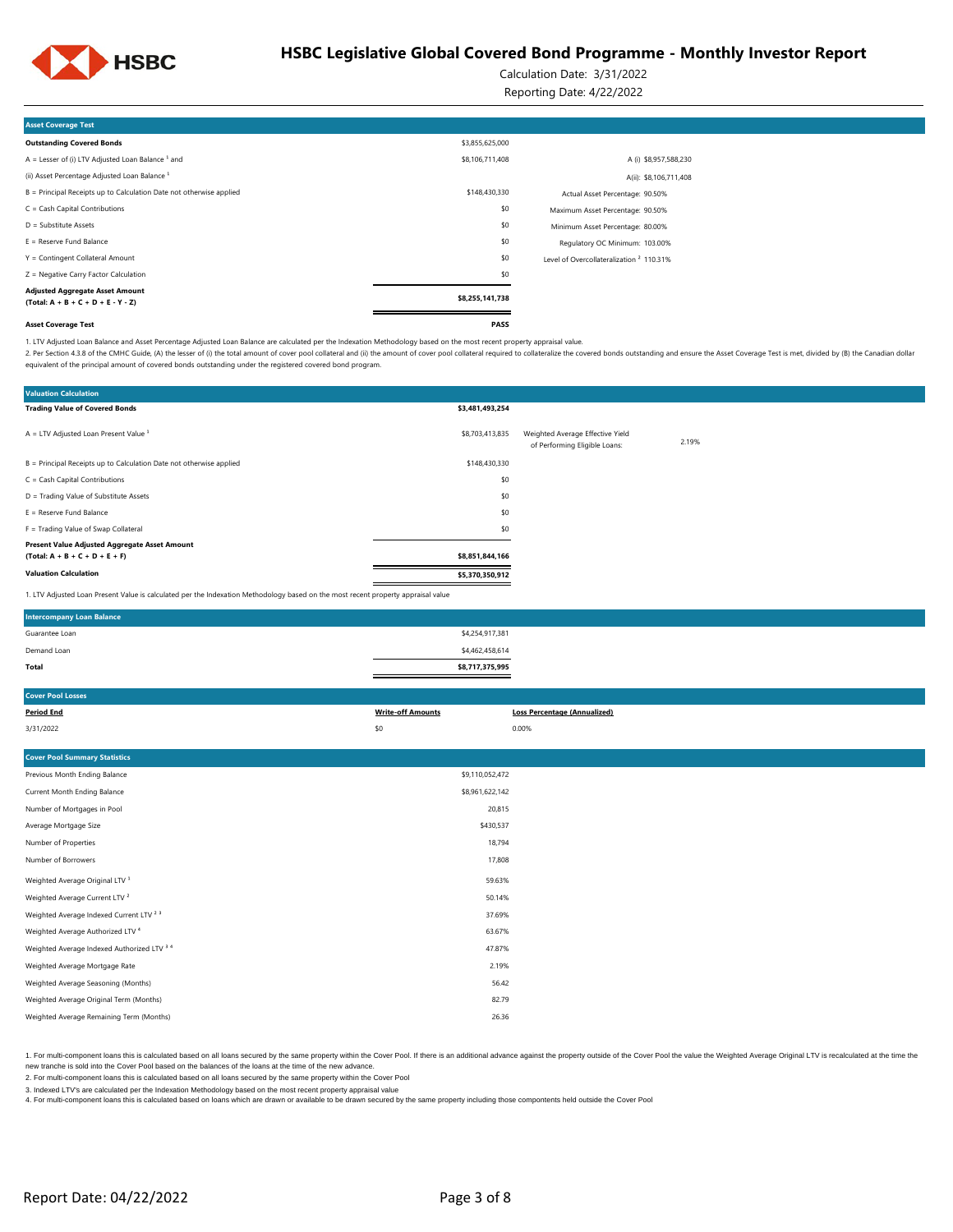# HSBC Legislative Global Covered Bond Programme - Monthly Investor Report

Calculation Date: 3/31/2022

Reporting Date: 4/22/2022

| Asset Coverage Test | | |
|---|---|---|
| **Outstanding Covered Bonds** | $3,855,625,000 | |
| A = Lesser of (i) LTV Adjusted Loan Balance [1] and | $8,106,711,408 | A (i) $8,957,588,230 |
| (ii) Asset Percentage Adjusted Loan Balance [1] | | A(ii): $8,106,711,408 |
| B = Principal Receipts up to Calculation Date not otherwise applied | $148,430,330 | Actual Asset Percentage: 90.50% |
| C = Cash Capital Contributions | $0 | Maximum Asset Percentage: 90.50% |
| D = Substitute Assets | $0 | Minimum Asset Percentage: 80.00% |
| E = Reserve Fund Balance | $0 | Regulatory OC Minimum: 103.00% |
| Y = Contingent Collateral Amount | $0 | Level of Overcollateralization [2] 110.31% |
| Z = Negative Carry Factor Calculation | $0 | |
| **Adjusted Aggregate Asset Amount (Total: A + B + C + D + E - Y - Z)** | **$8,255,141,738** | |
| **Asset Coverage Test** | **PASS** | |

1. LTV Adjusted Loan Balance and Asset Percentage Adjusted Loan Balance are calculated per the Indexation Methodology based on the most recent property appraisal value.
2. Per Section 4.3.8 of the CMHC Guide, (A) the lesser of (i) the total amount of cover pool collateral and (ii) the amount of cover pool collateral required to collateralize the covered bonds outstanding and ensure the Asset Coverage Test is met, divided by (B) the Canadian dollar equivalent of the principal amount of covered bonds outstanding under the registered covered bond program.

| Valuation Calculation | | |
|---|---|---|
| **Trading Value of Covered Bonds** | **$3,481,493,254** | |
| A = LTV Adjusted Loan Present Value [1] | $8,703,413,835 | Weighted Average Effective Yield of Performing Eligible Loans: 2.19% |
| B = Principal Receipts up to Calculation Date not otherwise applied | $148,430,330 | |
| C = Cash Capital Contributions | $0 | |
| D = Trading Value of Substitute Assets | $0 | |
| E = Reserve Fund Balance | $0 | |
| F = Trading Value of Swap Collateral | $0 | |
| **Present Value Adjusted Aggregate Asset Amount (Total: A + B + C + D + E + F)** | **$8,851,844,166** | |
| **Valuation Calculation** | **$5,370,350,912** | |

1. LTV Adjusted Loan Present Value is calculated per the Indexation Methodology based on the most recent property appraisal value

| Intercompany Loan Balance | |
|---|---|
| Guarantee Loan | $4,254,917,381 |
| Demand Loan | $4,462,458,614 |
| **Total** | **$8,717,375,995** |

| Cover Pool Losses | | |
|---|---|---|
| **Period End** | **Write-off Amounts** | **Loss Percentage (Annualized)** |
| 3/31/2022 | $0 | 0.00% |

| Cover Pool Summary Statistics | |
|---|---|
| Previous Month Ending Balance | $9,110,052,472 |
| Current Month Ending Balance | $8,961,622,142 |
| Number of Mortgages in Pool | 20,815 |
| Average Mortgage Size | $430,537 |
| Number of Properties | 18,794 |
| Number of Borrowers | 17,808 |
| Weighted Average Original LTV [1] | 59.63% |
| Weighted Average Current LTV [2] | 50.14% |
| Weighted Average Indexed Current LTV [2 3] | 37.69% |
| Weighted Average Authorized LTV [4] | 63.67% |
| Weighted Average Indexed Authorized LTV [3 4] | 47.87% |
| Weighted Average Mortgage Rate | 2.19% |
| Weighted Average Seasoning (Months) | 56.42 |
| Weighted Average Original Term (Months) | 82.79 |
| Weighted Average Remaining Term (Months) | 26.36 |

1. For multi-component loans this is calculated based on all loans secured by the same property within the Cover Pool. If there is an additional advance against the property outside of the Cover Pool the value the Weighted Average Original LTV is recalculated at the time the new tranche is sold into the Cover Pool based on the balances of the loans at the time of the new advance.
2. For multi-component loans this is calculated based on all loans secured by the same property within the Cover Pool
3. Indexed LTV's are calculated per the Indexation Methodology based on the most recent property appraisal value
4. For multi-component loans this is calculated based on loans which are drawn or available to be drawn secured by the same property including those compontents held outside the Cover Pool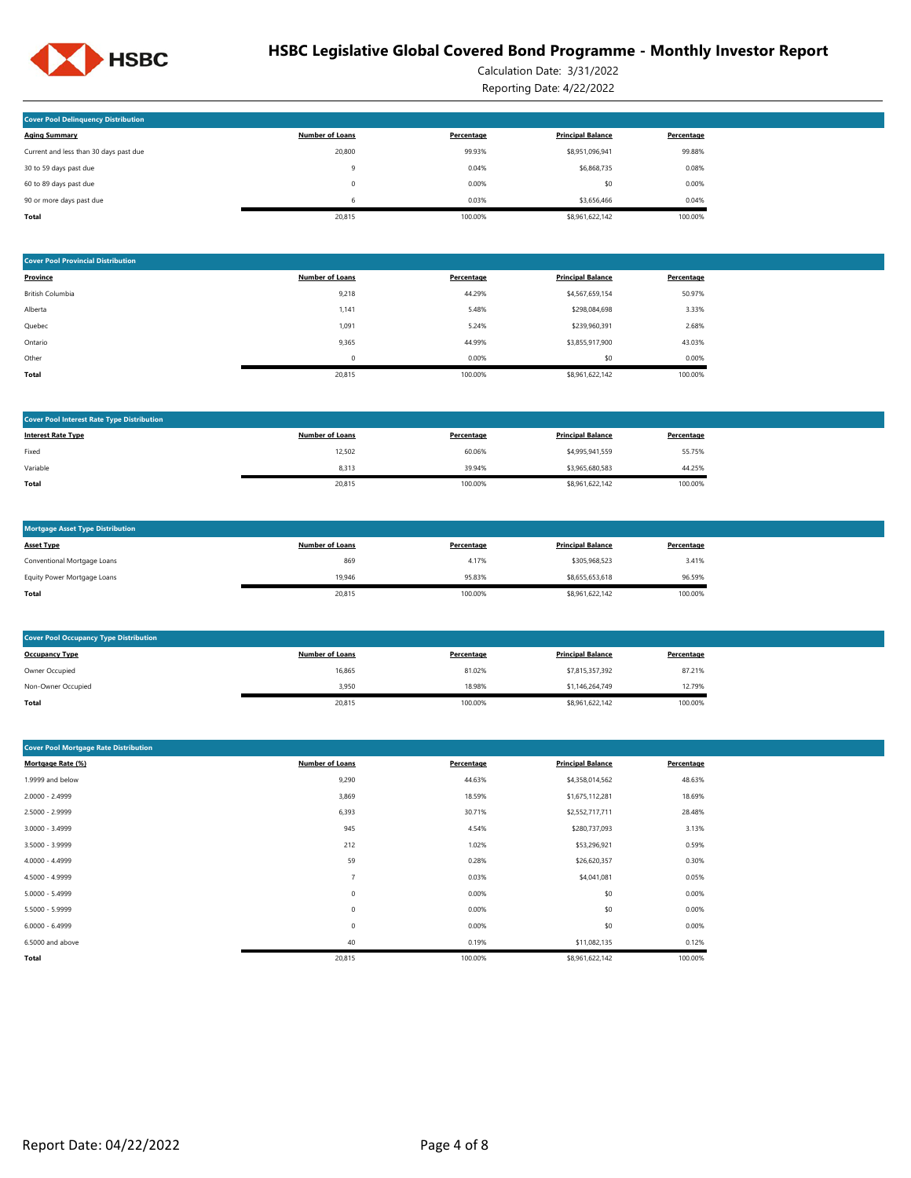# HSBC Legislative Global Covered Bond Programme - Monthly Investor Report

Calculation Date: 3/31/2022

Reporting Date: 4/22/2022

**Cover Pool Delinquency Distribution**

| Aging Summary | Number of Loans | Percentage | Principal Balance | Percentage |
|---|---|---|---|---|
| Current and less than 30 days past due | 20,800 | 99.93% | $8,951,096,941 | 99.88% |
| 30 to 59 days past due | 9 | 0.04% | $6,868,735 | 0.08% |
| 60 to 89 days past due | 0 | 0.00% | $0 | 0.00% |
| 90 or more days past due | 6 | 0.03% | $3,656,466 | 0.04% |
| **Total** | 20,815 | 100.00% | $8,961,622,142 | 100.00% |

**Cover Pool Provincial Distribution**

| Province | Number of Loans | Percentage | Principal Balance | Percentage |
|---|---|---|---|---|
| British Columbia | 9,218 | 44.29% | $4,567,659,154 | 50.97% |
| Alberta | 1,141 | 5.48% | $298,084,698 | 3.33% |
| Quebec | 1,091 | 5.24% | $239,960,391 | 2.68% |
| Ontario | 9,365 | 44.99% | $3,855,917,900 | 43.03% |
| Other | 0 | 0.00% | $0 | 0.00% |
| **Total** | 20,815 | 100.00% | $8,961,622,142 | 100.00% |

**Cover Pool Interest Rate Type Distribution**

| Interest Rate Type | Number of Loans | Percentage | Principal Balance | Percentage |
|---|---|---|---|---|
| Fixed | 12,502 | 60.06% | $4,995,941,559 | 55.75% |
| Variable | 8,313 | 39.94% | $3,965,680,583 | 44.25% |
| **Total** | 20,815 | 100.00% | $8,961,622,142 | 100.00% |

**Mortgage Asset Type Distribution**

| Asset Type | Number of Loans | Percentage | Principal Balance | Percentage |
|---|---|---|---|---|
| Conventional Mortgage Loans | 869 | 4.17% | $305,968,523 | 3.41% |
| Equity Power Mortgage Loans | 19,946 | 95.83% | $8,655,653,618 | 96.59% |
| **Total** | 20,815 | 100.00% | $8,961,622,142 | 100.00% |

**Cover Pool Occupancy Type Distribution**

| Occupancy Type | Number of Loans | Percentage | Principal Balance | Percentage |
|---|---|---|---|---|
| Owner Occupied | 16,865 | 81.02% | $7,815,357,392 | 87.21% |
| Non-Owner Occupied | 3,950 | 18.98% | $1,146,264,749 | 12.79% |
| **Total** | 20,815 | 100.00% | $8,961,622,142 | 100.00% |

**Cover Pool Mortgage Rate Distribution**

| Mortgage Rate (%) | Number of Loans | Percentage | Principal Balance | Percentage |
|---|---|---|---|---|
| 1.9999 and below | 9,290 | 44.63% | $4,358,014,562 | 48.63% |
| 2.0000 - 2.4999 | 3,869 | 18.59% | $1,675,112,281 | 18.69% |
| 2.5000 - 2.9999 | 6,393 | 30.71% | $2,552,717,711 | 28.48% |
| 3.0000 - 3.4999 | 945 | 4.54% | $280,737,093 | 3.13% |
| 3.5000 - 3.9999 | 212 | 1.02% | $53,296,921 | 0.59% |
| 4.0000 - 4.4999 | 59 | 0.28% | $26,620,357 | 0.30% |
| 4.5000 - 4.9999 | 7 | 0.03% | $4,041,081 | 0.05% |
| 5.0000 - 5.4999 | 0 | 0.00% | $0 | 0.00% |
| 5.5000 - 5.9999 | 0 | 0.00% | $0 | 0.00% |
| 6.0000 - 6.4999 | 0 | 0.00% | $0 | 0.00% |
| 6.5000 and above | 40 | 0.19% | $11,082,135 | 0.12% |
| **Total** | 20,815 | 100.00% | $8,961,622,142 | 100.00% |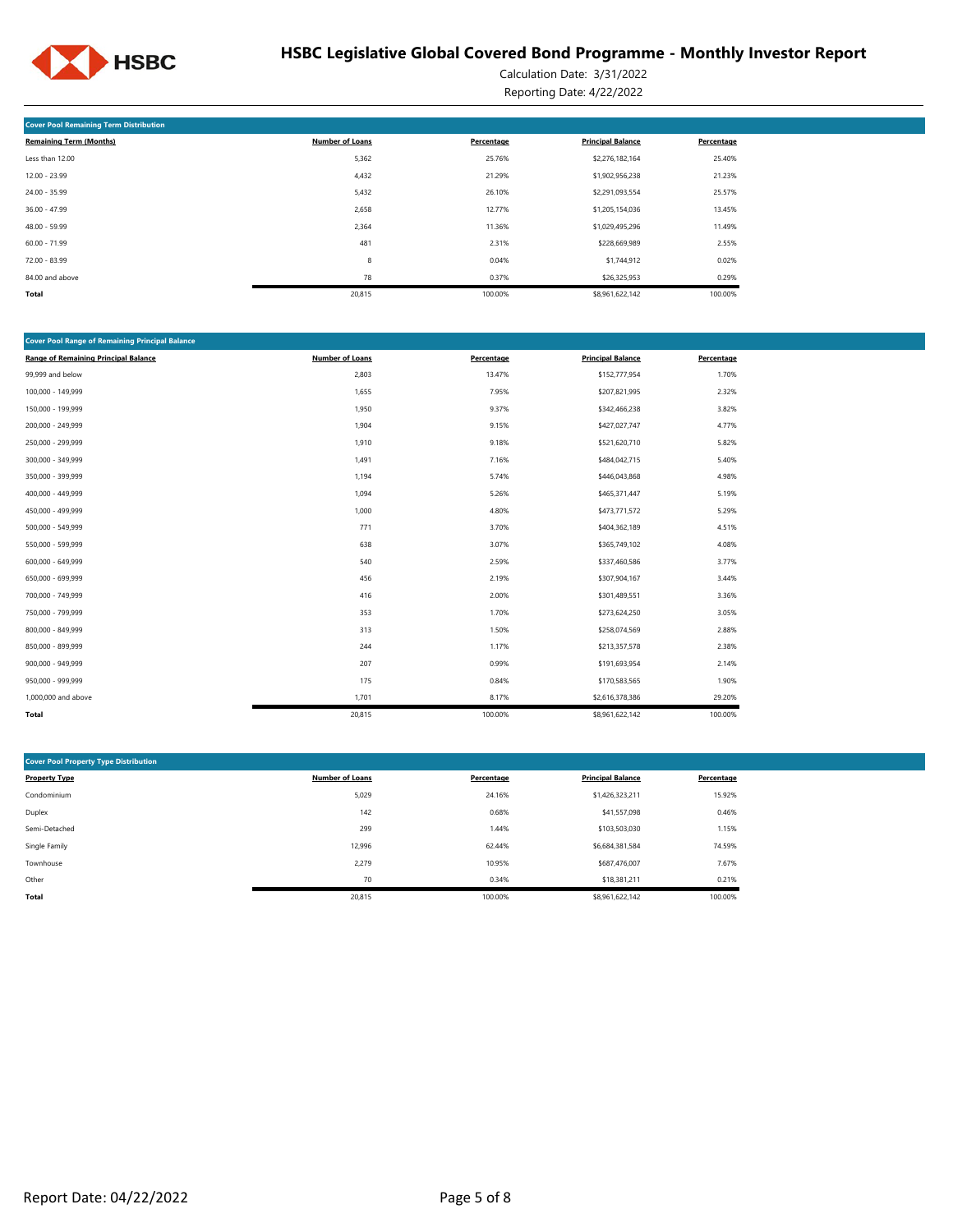# HSBC Legislative Global Covered Bond Programme - Monthly Investor Report

Calculation Date: 3/31/2022

Reporting Date: 4/22/2022

| Cover Pool Remaining Term Distribution | | | | |
|---|---|---|---|---|
| **Remaining Term (Months)** | **Number of Loans** | **Percentage** | **Principal Balance** | **Percentage** |
| Less than 12.00 | 5,362 | 25.76% | $2,276,182,164 | 25.40% |
| 12.00 - 23.99 | 4,432 | 21.29% | $1,902,956,238 | 21.23% |
| 24.00 - 35.99 | 5,432 | 26.10% | $2,291,093,554 | 25.57% |
| 36.00 - 47.99 | 2,658 | 12.77% | $1,205,154,036 | 13.45% |
| 48.00 - 59.99 | 2,364 | 11.36% | $1,029,495,296 | 11.49% |
| 60.00 - 71.99 | 481 | 2.31% | $228,669,989 | 2.55% |
| 72.00 - 83.99 | 8 | 0.04% | $1,744,912 | 0.02% |
| 84.00 and above | 78 | 0.37% | $26,325,953 | 0.29% |
| **Total** | 20,815 | 100.00% | $8,961,622,142 | 100.00% |

| Cover Pool Range of Remaining Principal Balance | | | | |
|---|---|---|---|---|
| **Range of Remaining Principal Balance** | **Number of Loans** | **Percentage** | **Principal Balance** | **Percentage** |
| 99,999 and below | 2,803 | 13.47% | $152,777,954 | 1.70% |
| 100,000 - 149,999 | 1,655 | 7.95% | $207,821,995 | 2.32% |
| 150,000 - 199,999 | 1,950 | 9.37% | $342,466,238 | 3.82% |
| 200,000 - 249,999 | 1,904 | 9.15% | $427,027,747 | 4.77% |
| 250,000 - 299,999 | 1,910 | 9.18% | $521,620,710 | 5.82% |
| 300,000 - 349,999 | 1,491 | 7.16% | $484,042,715 | 5.40% |
| 350,000 - 399,999 | 1,194 | 5.74% | $446,043,868 | 4.98% |
| 400,000 - 449,999 | 1,094 | 5.26% | $465,371,447 | 5.19% |
| 450,000 - 499,999 | 1,000 | 4.80% | $473,771,572 | 5.29% |
| 500,000 - 549,999 | 771 | 3.70% | $404,362,189 | 4.51% |
| 550,000 - 599,999 | 638 | 3.07% | $365,749,102 | 4.08% |
| 600,000 - 649,999 | 540 | 2.59% | $337,460,586 | 3.77% |
| 650,000 - 699,999 | 456 | 2.19% | $307,904,167 | 3.44% |
| 700,000 - 749,999 | 416 | 2.00% | $301,489,551 | 3.36% |
| 750,000 - 799,999 | 353 | 1.70% | $273,624,250 | 3.05% |
| 800,000 - 849,999 | 313 | 1.50% | $258,074,569 | 2.88% |
| 850,000 - 899,999 | 244 | 1.17% | $213,357,578 | 2.38% |
| 900,000 - 949,999 | 207 | 0.99% | $191,693,954 | 2.14% |
| 950,000 - 999,999 | 175 | 0.84% | $170,583,565 | 1.90% |
| 1,000,000 and above | 1,701 | 8.17% | $2,616,378,386 | 29.20% |
| **Total** | 20,815 | 100.00% | $8,961,622,142 | 100.00% |

| Cover Pool Property Type Distribution | | | | |
|---|---|---|---|---|
| **Property Type** | **Number of Loans** | **Percentage** | **Principal Balance** | **Percentage** |
| Condominium | 5,029 | 24.16% | $1,426,323,211 | 15.92% |
| Duplex | 142 | 0.68% | $41,557,098 | 0.46% |
| Semi-Detached | 299 | 1.44% | $103,503,030 | 1.15% |
| Single Family | 12,996 | 62.44% | $6,684,381,584 | 74.59% |
| Townhouse | 2,279 | 10.95% | $687,476,007 | 7.67% |
| Other | 70 | 0.34% | $18,381,211 | 0.21% |
| **Total** | 20,815 | 100.00% | $8,961,622,142 | 100.00% |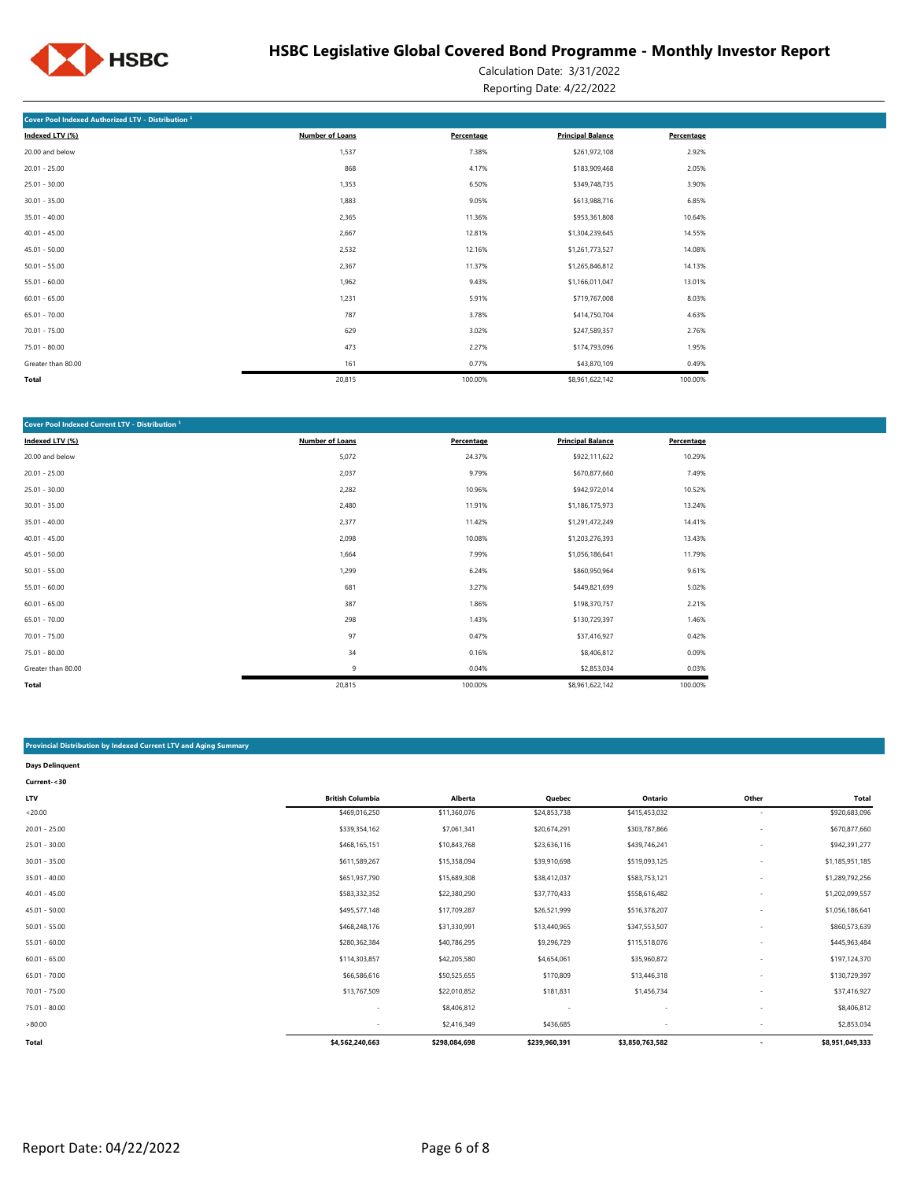## Cover Pool Indexed Authorized LTV - Distribution [1]

| Indexed LTV (%) | Number of Loans | Percentage | Principal Balance | Percentage |
|---|---|---|---|---|
| 20.00 and below | 1,537 | 7.38% | $261,972,108 | 2.92% |
| 20.01 - 25.00 | 868 | 4.17% | $183,909,468 | 2.05% |
| 25.01 - 30.00 | 1,353 | 6.50% | $349,748,735 | 3.90% |
| 30.01 - 35.00 | 1,883 | 9.05% | $613,988,716 | 6.85% |
| 35.01 - 40.00 | 2,365 | 11.36% | $953,361,808 | 10.64% |
| 40.01 - 45.00 | 2,667 | 12.81% | $1,304,239,645 | 14.55% |
| 45.01 - 50.00 | 2,532 | 12.16% | $1,261,773,527 | 14.08% |
| 50.01 - 55.00 | 2,367 | 11.37% | $1,265,846,812 | 14.13% |
| 55.01 - 60.00 | 1,962 | 9.43% | $1,166,011,047 | 13.01% |
| 60.01 - 65.00 | 1,231 | 5.91% | $719,767,008 | 8.03% |
| 65.01 - 70.00 | 787 | 3.78% | $414,750,704 | 4.63% |
| 70.01 - 75.00 | 629 | 3.02% | $247,589,357 | 2.76% |
| 75.01 - 80.00 | 473 | 2.27% | $174,793,096 | 1.95% |
| Greater than 80.00 | 161 | 0.77% | $43,870,109 | 0.49% |
| **Total** | 20,815 | 100.00% | $8,961,622,142 | 100.00% |

## Cover Pool Indexed Current LTV - Distribution [1]

| Indexed LTV (%) | Number of Loans | Percentage | Principal Balance | Percentage |
|---|---|---|---|---|
| 20.00 and below | 5,072 | 24.37% | $922,111,622 | 10.29% |
| 20.01 - 25.00 | 2,037 | 9.79% | $670,877,660 | 7.49% |
| 25.01 - 30.00 | 2,282 | 10.96% | $942,972,014 | 10.52% |
| 30.01 - 35.00 | 2,480 | 11.91% | $1,186,175,973 | 13.24% |
| 35.01 - 40.00 | 2,377 | 11.42% | $1,291,472,249 | 14.41% |
| 40.01 - 45.00 | 2,098 | 10.08% | $1,203,276,393 | 13.43% |
| 45.01 - 50.00 | 1,664 | 7.99% | $1,056,186,641 | 11.79% |
| 50.01 - 55.00 | 1,299 | 6.24% | $860,950,964 | 9.61% |
| 55.01 - 60.00 | 681 | 3.27% | $449,821,699 | 5.02% |
| 60.01 - 65.00 | 387 | 1.86% | $198,370,757 | 2.21% |
| 65.01 - 70.00 | 298 | 1.43% | $130,729,397 | 1.46% |
| 70.01 - 75.00 | 97 | 0.47% | $37,416,927 | 0.42% |
| 75.01 - 80.00 | 34 | 0.16% | $8,406,812 | 0.09% |
| Greater than 80.00 | 9 | 0.04% | $2,853,034 | 0.03% |
| **Total** | 20,815 | 100.00% | $8,961,622,142 | 100.00% |

## Provincial Distribution by Indexed Current LTV and Aging Summary

**Days Delinquent**

**Current-<30**

| LTV | British Columbia | Alberta | Quebec | Ontario | Other | Total |
|---|---|---|---|---|---|---|
| <20.00 | $469,016,250 | $11,360,076 | $24,853,738 | $415,453,032 | - | $920,683,096 |
| 20.01 - 25.00 | $339,354,162 | $7,061,341 | $20,674,291 | $303,787,866 | - | $670,877,660 |
| 25.01 - 30.00 | $468,165,151 | $10,843,768 | $23,636,116 | $439,746,241 | - | $942,391,277 |
| 30.01 - 35.00 | $611,589,267 | $15,358,094 | $39,910,698 | $519,093,125 | - | $1,185,951,185 |
| 35.01 - 40.00 | $651,937,790 | $15,689,308 | $38,412,037 | $583,753,121 | - | $1,289,792,256 |
| 40.01 - 45.00 | $583,332,352 | $22,380,290 | $37,770,433 | $558,616,482 | - | $1,202,099,557 |
| 45.01 - 50.00 | $495,577,148 | $17,709,287 | $26,521,999 | $516,378,207 | - | $1,056,186,641 |
| 50.01 - 55.00 | $468,248,176 | $31,330,991 | $13,440,965 | $347,553,507 | - | $860,573,639 |
| 55.01 - 60.00 | $280,362,384 | $40,786,295 | $9,296,729 | $115,518,076 | - | $445,963,484 |
| 60.01 - 65.00 | $114,303,857 | $42,205,580 | $4,654,061 | $35,960,872 | - | $197,124,370 |
| 65.01 - 70.00 | $66,586,616 | $50,525,655 | $170,809 | $13,446,318 | - | $130,729,397 |
| 70.01 - 75.00 | $13,767,509 | $22,010,852 | $181,831 | $1,456,734 | - | $37,416,927 |
| 75.01 - 80.00 | - | $8,406,812 | - | - | - | $8,406,812 |
| >80.00 | - | $2,416,349 | $436,685 | - | - | $2,853,034 |
| **Total** | **$4,562,240,663** | **$298,084,698** | **$239,960,391** | **$3,850,763,582** | **-** | **$8,951,049,333** |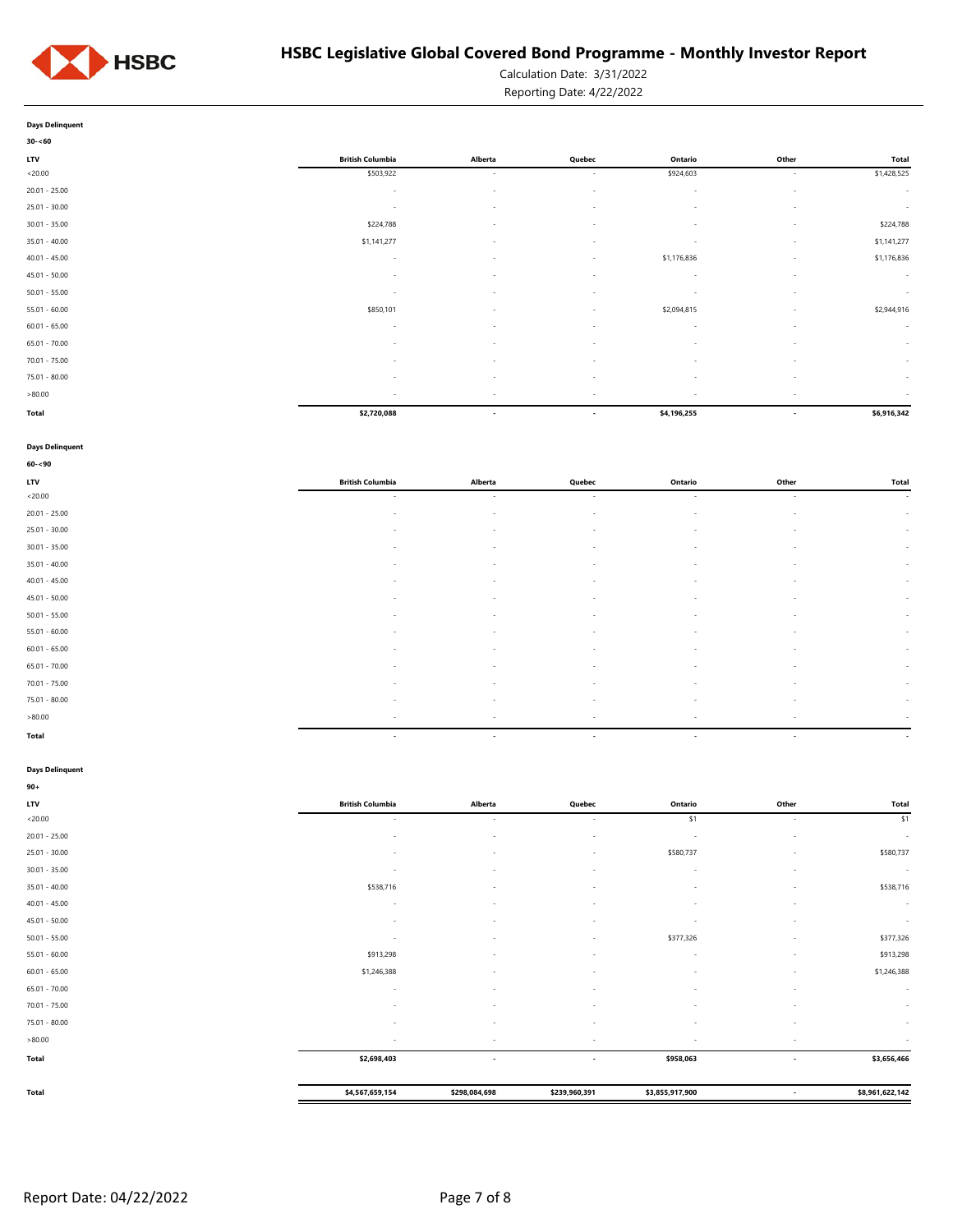**Days Delinquent**

**30-<60**

| LTV | British Columbia | Alberta | Quebec | Ontario | Other | Total |
|---|---|---|---|---|---|---|
| <20.00 | $503,922 | - | - | $924,603 | - | $1,428,525 |
| 20.01 - 25.00 | - | - | - | - | - | - |
| 25.01 - 30.00 | - | - | - | - | - | - |
| 30.01 - 35.00 | $224,788 | - | - | - | - | $224,788 |
| 35.01 - 40.00 | $1,141,277 | - | - | - | - | $1,141,277 |
| 40.01 - 45.00 | - | - | - | $1,176,836 | - | $1,176,836 |
| 45.01 - 50.00 | - | - | - | - | - | - |
| 50.01 - 55.00 | - | - | - | - | - | - |
| 55.01 - 60.00 | $850,101 | - | - | $2,094,815 | - | $2,944,916 |
| 60.01 - 65.00 | - | - | - | - | - | - |
| 65.01 - 70.00 | - | - | - | - | - | - |
| 70.01 - 75.00 | - | - | - | - | - | - |
| 75.01 - 80.00 | - | - | - | - | - | - |
| >80.00 | - | - | - | - | - | - |
| **Total** | **$2,720,088** | **-** | **-** | **$4,196,255** | **-** | **$6,916,342** |

**Days Delinquent**

**60-<90**

| LTV | British Columbia | Alberta | Quebec | Ontario | Other | Total |
|---|---|---|---|---|---|---|
| <20.00 | - | - | - | - | - | - |
| 20.01 - 25.00 | - | - | - | - | - | - |
| 25.01 - 30.00 | - | - | - | - | - | - |
| 30.01 - 35.00 | - | - | - | - | - | - |
| 35.01 - 40.00 | - | - | - | - | - | - |
| 40.01 - 45.00 | - | - | - | - | - | - |
| 45.01 - 50.00 | - | - | - | - | - | - |
| 50.01 - 55.00 | - | - | - | - | - | - |
| 55.01 - 60.00 | - | - | - | - | - | - |
| 60.01 - 65.00 | - | - | - | - | - | - |
| 65.01 - 70.00 | - | - | - | - | - | - |
| 70.01 - 75.00 | - | - | - | - | - | - |
| 75.01 - 80.00 | - | - | - | - | - | - |
| >80.00 | - | - | - | - | - | - |
| **Total** | **-** | **-** | **-** | **-** | **-** | **-** |

**Days Delinquent**

**90+**

| LTV | British Columbia | Alberta | Quebec | Ontario | Other | Total |
|---|---|---|---|---|---|---|
| <20.00 | - | - | - | $1 | - | $1 |
| 20.01 - 25.00 | - | - | - | - | - | - |
| 25.01 - 30.00 | - | - | - | $580,737 | - | $580,737 |
| 30.01 - 35.00 | - | - | - | - | - | - |
| 35.01 - 40.00 | $538,716 | - | - | - | - | $538,716 |
| 40.01 - 45.00 | - | - | - | - | - | - |
| 45.01 - 50.00 | - | - | - | - | - | - |
| 50.01 - 55.00 | - | - | - | $377,326 | - | $377,326 |
| 55.01 - 60.00 | $913,298 | - | - | - | - | $913,298 |
| 60.01 - 65.00 | $1,246,388 | - | - | - | - | $1,246,388 |
| 65.01 - 70.00 | - | - | - | - | - | - |
| 70.01 - 75.00 | - | - | - | - | - | - |
| 75.01 - 80.00 | - | - | - | - | - | - |
| >80.00 | - | - | - | - | - | - |
| **Total** | **$2,698,403** | **-** | **-** | **$958,063** | **-** | **$3,656,466** |

| | British Columbia | Alberta | Quebec | Ontario | Other | Total |
|---|---|---|---|---|---|---|
| **Total** | **$4,567,659,154** | **$298,084,698** | **$239,960,391** | **$3,855,917,900** | **-** | **$8,961,622,142** |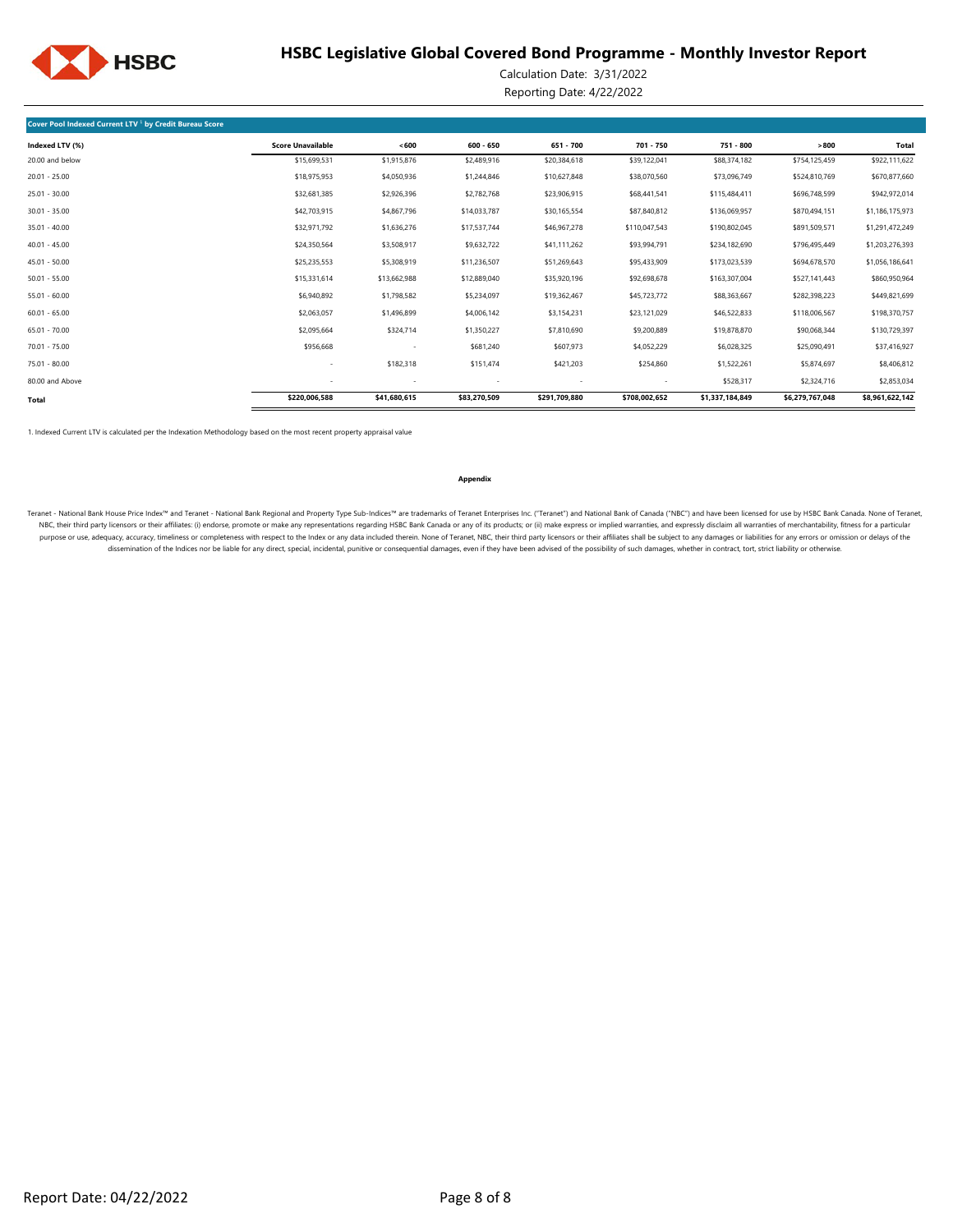# HSBC Legislative Global Covered Bond Programme - Monthly Investor Report

Calculation Date: 3/31/2022

Reporting Date: 4/22/2022

**Cover Pool Indexed Current LTV [1] by Credit Bureau Score**

| Indexed LTV (%) | Score Unavailable | <600 | 600 - 650 | 651 - 700 | 701 - 750 | 751 - 800 | >800 | Total |
|---|---|---|---|---|---|---|---|---|
| 20.00 and below | $15,699,531 | $1,915,876 | $2,489,916 | $20,384,618 | $39,122,041 | $88,374,182 | $754,125,459 | $922,111,622 |
| 20.01 - 25.00 | $18,975,953 | $4,050,936 | $1,244,846 | $10,627,848 | $38,070,560 | $73,096,749 | $524,810,769 | $670,877,660 |
| 25.01 - 30.00 | $32,681,385 | $2,926,396 | $2,782,768 | $23,906,915 | $68,441,541 | $115,484,411 | $696,748,599 | $942,972,014 |
| 30.01 - 35.00 | $42,703,915 | $4,867,796 | $14,033,787 | $30,165,554 | $87,840,812 | $136,069,957 | $870,494,151 | $1,186,175,973 |
| 35.01 - 40.00 | $32,971,792 | $1,636,276 | $17,537,744 | $46,967,278 | $110,047,543 | $190,802,045 | $891,509,571 | $1,291,472,249 |
| 40.01 - 45.00 | $24,350,564 | $3,508,917 | $9,632,722 | $41,111,262 | $93,994,791 | $234,182,690 | $796,495,449 | $1,203,276,393 |
| 45.01 - 50.00 | $25,235,553 | $5,308,919 | $11,236,507 | $51,269,643 | $95,433,909 | $173,023,539 | $694,678,570 | $1,056,186,641 |
| 50.01 - 55.00 | $15,331,614 | $13,662,988 | $12,889,040 | $35,920,196 | $92,698,678 | $163,307,004 | $527,141,443 | $860,950,964 |
| 55.01 - 60.00 | $6,940,892 | $1,798,582 | $5,234,097 | $19,362,467 | $45,723,772 | $88,363,667 | $282,398,223 | $449,821,699 |
| 60.01 - 65.00 | $2,063,057 | $1,496,899 | $4,006,142 | $3,154,231 | $23,121,029 | $46,522,833 | $118,006,567 | $198,370,757 |
| 65.01 - 70.00 | $2,095,664 | $324,714 | $1,350,227 | $7,810,690 | $9,200,889 | $19,878,870 | $90,068,344 | $130,729,397 |
| 70.01 - 75.00 | $956,668 | - | $681,240 | $607,973 | $4,052,229 | $6,028,325 | $25,090,491 | $37,416,927 |
| 75.01 - 80.00 | - | $182,318 | $151,474 | $421,203 | $254,860 | $1,522,261 | $5,874,697 | $8,406,812 |
| 80.00 and Above | - | - | - | - | - | $528,317 | $2,324,716 | $2,853,034 |
| **Total** | **$220,006,588** | **$41,680,615** | **$83,270,509** | **$291,709,880** | **$708,002,652** | **$1,337,184,849** | **$6,279,767,048** | **$8,961,622,142** |

1. Indexed Current LTV is calculated per the Indexation Methodology based on the most recent property appraisal value

**Appendix**

Teranet - National Bank House Price Index™ and Teranet - National Bank Regional and Property Type Sub-Indices™ are trademarks of Teranet Enterprises Inc. ("Teranet") and National Bank of Canada ("NBC") and have been licensed for use by HSBC Bank Canada. None of Teranet, NBC, their third party licensors or their affiliates: (i) endorse, promote or make any representations regarding HSBC Bank Canada or any of its products; or (ii) make express or implied warranties, and expressly disclaim all warranties of merchantability, fitness for a particular purpose or use, adequacy, accuracy, timeliness or completeness with respect to the Index or any data included therein. None of Teranet, NBC, their third party licensors or their affiliates shall be subject to any damages or liabilities for any errors or omission or delays of the dissemination of the Indices nor be liable for any direct, special, incidental, punitive or consequential damages, even if they have been advised of the possibility of such damages, whether in contract, tort, strict liability or otherwise.

Report Date: 04/22/2022